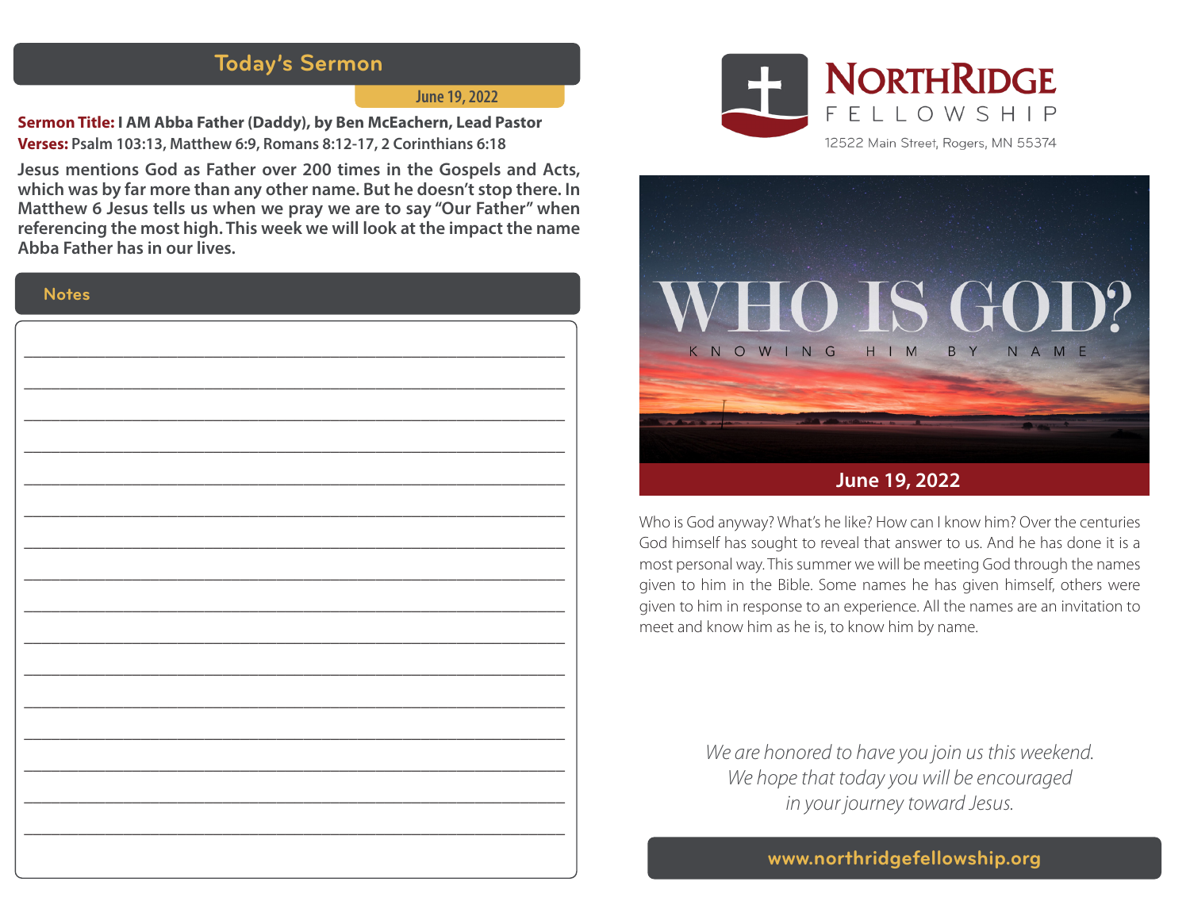## Today's Sermon

June 19, 2022

**Sermon Title:** **I AM Abba Father (Daddy), by Ben McEachern, Lead Pastor**
**Verses:** **Psalm 103:13, Matthew 6:9, Romans 8:12-17, 2 Corinthians 6:18**

**Jesus mentions God as Father over 200 times in the Gospels and Acts, which was by far more than any other name. But he doesn't stop there. In Matthew 6 Jesus tells us when we pray we are to say "Our Father" when referencing the most high. This week we will look at the impact the name Abba Father has in our lives.**

### Notes

________________________________________________________________

________________________________________________________________

________________________________________________________________

________________________________________________________________

________________________________________________________________

________________________________________________________________

________________________________________________________________

________________________________________________________________

________________________________________________________________

________________________________________________________________

________________________________________________________________

________________________________________________________________

________________________________________________________________

________________________________________________________________

________________________________________________________________

________________________________________________________________

# NorthRidge Fellowship

12522 Main Street, Rogers, MN 55374

# WHO IS GOD?

KNOWING HIM BY NAME

**June 19, 2022**

Who is God anyway? What's he like? How can I know him? Over the centuries God himself has sought to reveal that answer to us. And he has done it is a most personal way. This summer we will be meeting God through the names given to him in the Bible. Some names he has given himself, others were given to him in response to an experience. All the names are an invitation to meet and know him as he is, to know him by name.

*We are honored to have you join us this weekend.*
*We hope that today you will be encouraged*
*in your journey toward Jesus.*

**www.northridgefellowship.org**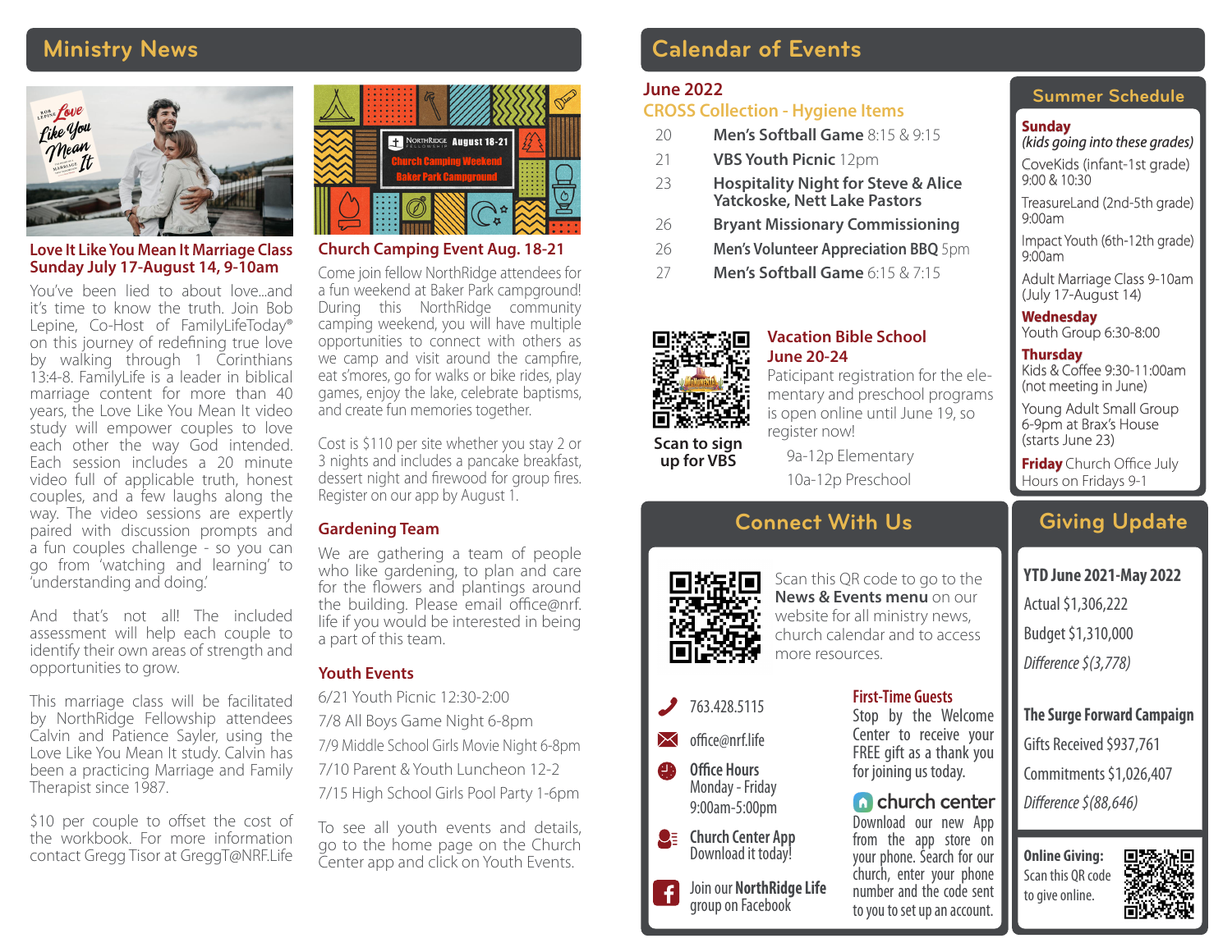## Ministry News

### Love It Like You Mean It Marriage Class
**Sunday July 17-August 14, 9-10am**

You've been lied to about love...and it's time to know the truth. Join Bob Lepine, Co-Host of FamilyLifeToday® on this journey of redefining true love by walking through 1 Corinthians 13:4-8. FamilyLife is a leader in biblical marriage content for more than 40 years, the Love Like You Mean It video study will empower couples to love each other the way God intended. Each session includes a 20 minute video full of applicable truth, honest couples, and a few laughs along the way. The video sessions are expertly paired with discussion prompts and a fun couples challenge - so you can go from 'watching and learning' to 'understanding and doing.'

And that's not all! The included assessment will help each couple to identify their own areas of strength and opportunities to grow.

This marriage class will be facilitated by NorthRidge Fellowship attendees Calvin and Patience Sayler, using the Love Like You Mean It study. Calvin has been a practicing Marriage and Family Therapist since 1987.

$10 per couple to offset the cost of the workbook. For more information contact Gregg Tisor at GreggT@NRF.Life

### Church Camping Event Aug. 18-21

NorthRidge Fellowship August 18-21 Church Camping Weekend Baker Park Campground

Come join fellow NorthRidge attendees for a fun weekend at Baker Park campground! During this NorthRidge community camping weekend, you will have multiple opportunities to connect with others as we camp and visit around the campfire, eat s'mores, go for walks or bike rides, play games, enjoy the lake, celebrate baptisms, and create fun memories together.

Cost is $110 per site whether you stay 2 or 3 nights and includes a pancake breakfast, dessert night and firewood for group fires. Register on our app by August 1.

### Gardening Team

We are gathering a team of people who like gardening, to plan and care for the flowers and plantings around the building. Please email office@nrf.life if you would be interested in being a part of this team.

### Youth Events

6/21 Youth Picnic 12:30-2:00
7/8 All Boys Game Night 6-8pm
7/9 Middle School Girls Movie Night 6-8pm
7/10 Parent & Youth Luncheon 12-2
7/15 High School Girls Pool Party 1-6pm

To see all youth events and details, go to the home page on the Church Center app and click on Youth Events.

## Calendar of Events

### June 2022
### CROSS Collection - Hygiene Items

| | |
|---|---|
| 20 | **Men's Softball Game** 8:15 & 9:15 |
| 21 | **VBS Youth Picnic** 12pm |
| 23 | **Hospitality Night for Steve & Alice Yatckoske, Nett Lake Pastors** |
| 26 | **Bryant Missionary Commissioning** |
| 26 | **Men's Volunteer Appreciation BBQ** 5pm |
| 27 | **Men's Softball Game** 6:15 & 7:15 |

### Vacation Bible School
**June 20-24**

Paticipant registration for the elementary and preschool programs is open online until June 19, so register now!

9a-12p Elementary
10a-12p Preschool

**Scan to sign up for VBS**

## Summer Schedule

**Sunday**
*(kids going into these grades)*
CoveKids (infant-1st grade) 9:00 & 10:30
TreasureLand (2nd-5th grade) 9:00am
Impact Youth (6th-12th grade) 9:00am
Adult Marriage Class 9-10am (July 17-August 14)

**Wednesday**
Youth Group 6:30-8:00

**Thursday**
Kids & Coffee 9:30-11:00am (not meeting in June)
Young Adult Small Group 6-9pm at Brax's House (starts June 23)

**Friday** Church Office July Hours on Fridays 9-1

## Connect With Us

Scan this QR code to go to the **News & Events menu** on our website for all ministry news, church calendar and to access more resources.

763.428.5115
office@nrf.life
**Office Hours**
Monday - Friday
9:00am-5:00pm

**Church Center App**
Download it today!

Join our **NorthRidge Life** group on Facebook

**First-Time Guests**
Stop by the Welcome Center to receive your FREE gift as a thank you for joining us today.

**church center**
Download our new App from the app store on your phone. Search for our church, enter your phone number and the code sent to you to set up an account.

## Giving Update

**YTD June 2021-May 2022**
Actual $1,306,222
Budget $1,310,000
*Difference $(3,778)*

**The Surge Forward Campaign**
Gifts Received $937,761
Commitments $1,026,407
*Difference $(88,646)*

**Online Giving:** Scan this QR code to give online.